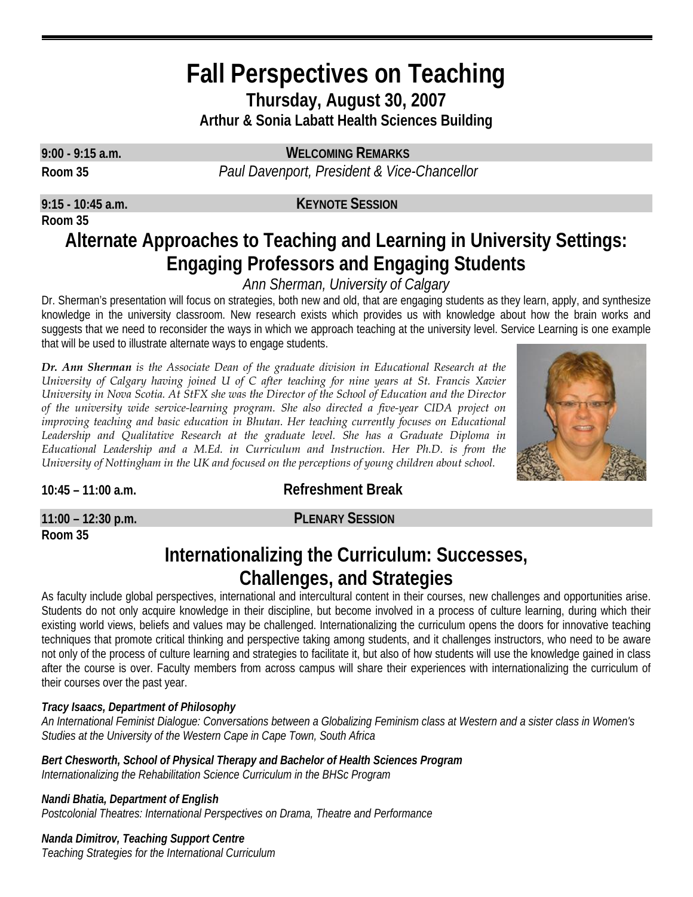# Fall Perspectives on Teaching

## Thursday, August 30, 2007

**Arthur & Sonia Labatt Health Sciences Building**

**9:00 - 9:15 a.m.** — **WELCOMING REMARKS**

**Room 35** — *Paul Davenport, President & Vice-Chancellor*

**9:15 - 10:45 a.m.** — **KEYNOTE SESSION**

**Room 35**

## Alternate Approaches to Teaching and Learning in University Settings: Engaging Professors and Engaging Students

*Ann Sherman, University of Calgary*

Dr. Sherman's presentation will focus on strategies, both new and old, that are engaging students as they learn, apply, and synthesize knowledge in the university classroom. New research exists which provides us with knowledge about how the brain works and suggests that we need to reconsider the ways in which we approach teaching at the university level. Service Learning is one example that will be used to illustrate alternate ways to engage students.

***Dr. Ann Sherman*** *is the Associate Dean of the graduate division in Educational Research at the University of Calgary having joined U of C after teaching for nine years at St. Francis Xavier University in Nova Scotia. At StFX she was the Director of the School of Education and the Director of the university wide service-learning program. She also directed a five-year CIDA project on improving teaching and basic education in Bhutan. Her teaching currently focuses on Educational Leadership and Qualitative Research at the graduate level. She has a Graduate Diploma in Educational Leadership and a M.Ed. in Curriculum and Instruction. Her Ph.D. is from the University of Nottingham in the UK and focused on the perceptions of young children about school.*

**10:45 – 11:00 a.m.** — **Refreshment Break**

**11:00 – 12:30 p.m.** — **PLENARY SESSION**

**Room 35**

## Internationalizing the Curriculum: Successes, Challenges, and Strategies

As faculty include global perspectives, international and intercultural content in their courses, new challenges and opportunities arise. Students do not only acquire knowledge in their discipline, but become involved in a process of culture learning, during which their existing world views, beliefs and values may be challenged. Internationalizing the curriculum opens the doors for innovative teaching techniques that promote critical thinking and perspective taking among students, and it challenges instructors, who need to be aware not only of the process of culture learning and strategies to facilitate it, but also of how students will use the knowledge gained in class after the course is over. Faculty members from across campus will share their experiences with internationalizing the curriculum of their courses over the past year.

***Tracy Isaacs, Department of Philosophy***
*An International Feminist Dialogue: Conversations between a Globalizing Feminism class at Western and a sister class in Women's Studies at the University of the Western Cape in Cape Town, South Africa*

***Bert Chesworth, School of Physical Therapy and Bachelor of Health Sciences Program***
*Internationalizing the Rehabilitation Science Curriculum in the BHSc Program*

***Nandi Bhatia, Department of English***
*Postcolonial Theatres: International Perspectives on Drama, Theatre and Performance*

***Nanda Dimitrov, Teaching Support Centre***
*Teaching Strategies for the International Curriculum*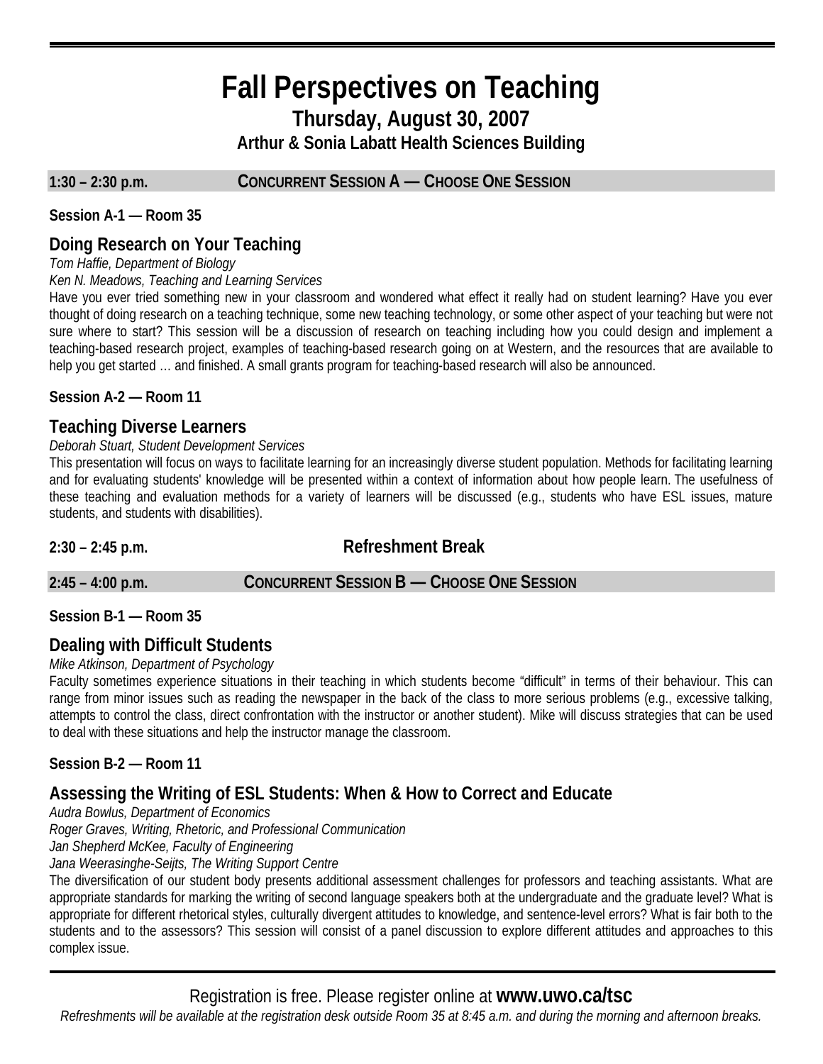# Fall Perspectives on Teaching

## Thursday, August 30, 2007

### Arthur & Sonia Labatt Health Sciences Building

**1:30 – 2:30 p.m.** **CONCURRENT SESSION A — CHOOSE ONE SESSION**

**Session A-1 — Room 35**

### Doing Research on Your Teaching

*Tom Haffie, Department of Biology*
*Ken N. Meadows, Teaching and Learning Services*

Have you ever tried something new in your classroom and wondered what effect it really had on student learning? Have you ever thought of doing research on a teaching technique, some new teaching technology, or some other aspect of your teaching but were not sure where to start? This session will be a discussion of research on teaching including how you could design and implement a teaching-based research project, examples of teaching-based research going on at Western, and the resources that are available to help you get started … and finished. A small grants program for teaching-based research will also be announced.

**Session A-2 — Room 11**

### Teaching Diverse Learners

*Deborah Stuart, Student Development Services*

This presentation will focus on ways to facilitate learning for an increasingly diverse student population. Methods for facilitating learning and for evaluating students' knowledge will be presented within a context of information about how people learn. The usefulness of these teaching and evaluation methods for a variety of learners will be discussed (e.g., students who have ESL issues, mature students, and students with disabilities).

**2:30 – 2:45 p.m.** **Refreshment Break**

**2:45 – 4:00 p.m.** **CONCURRENT SESSION B — CHOOSE ONE SESSION**

**Session B-1 — Room 35**

### Dealing with Difficult Students

*Mike Atkinson, Department of Psychology*

Faculty sometimes experience situations in their teaching in which students become "difficult" in terms of their behaviour. This can range from minor issues such as reading the newspaper in the back of the class to more serious problems (e.g., excessive talking, attempts to control the class, direct confrontation with the instructor or another student). Mike will discuss strategies that can be used to deal with these situations and help the instructor manage the classroom.

**Session B-2 — Room 11**

### Assessing the Writing of ESL Students: When & How to Correct and Educate

*Audra Bowlus, Department of Economics*
*Roger Graves, Writing, Rhetoric, and Professional Communication*
*Jan Shepherd McKee, Faculty of Engineering*
*Jana Weerasinghe-Seijts, The Writing Support Centre*

The diversification of our student body presents additional assessment challenges for professors and teaching assistants. What are appropriate standards for marking the writing of second language speakers both at the undergraduate and the graduate level? What is appropriate for different rhetorical styles, culturally divergent attitudes to knowledge, and sentence-level errors? What is fair both to the students and to the assessors? This session will consist of a panel discussion to explore different attitudes and approaches to this complex issue.

---

Registration is free. Please register online at **www.uwo.ca/tsc**

*Refreshments will be available at the registration desk outside Room 35 at 8:45 a.m. and during the morning and afternoon breaks.*